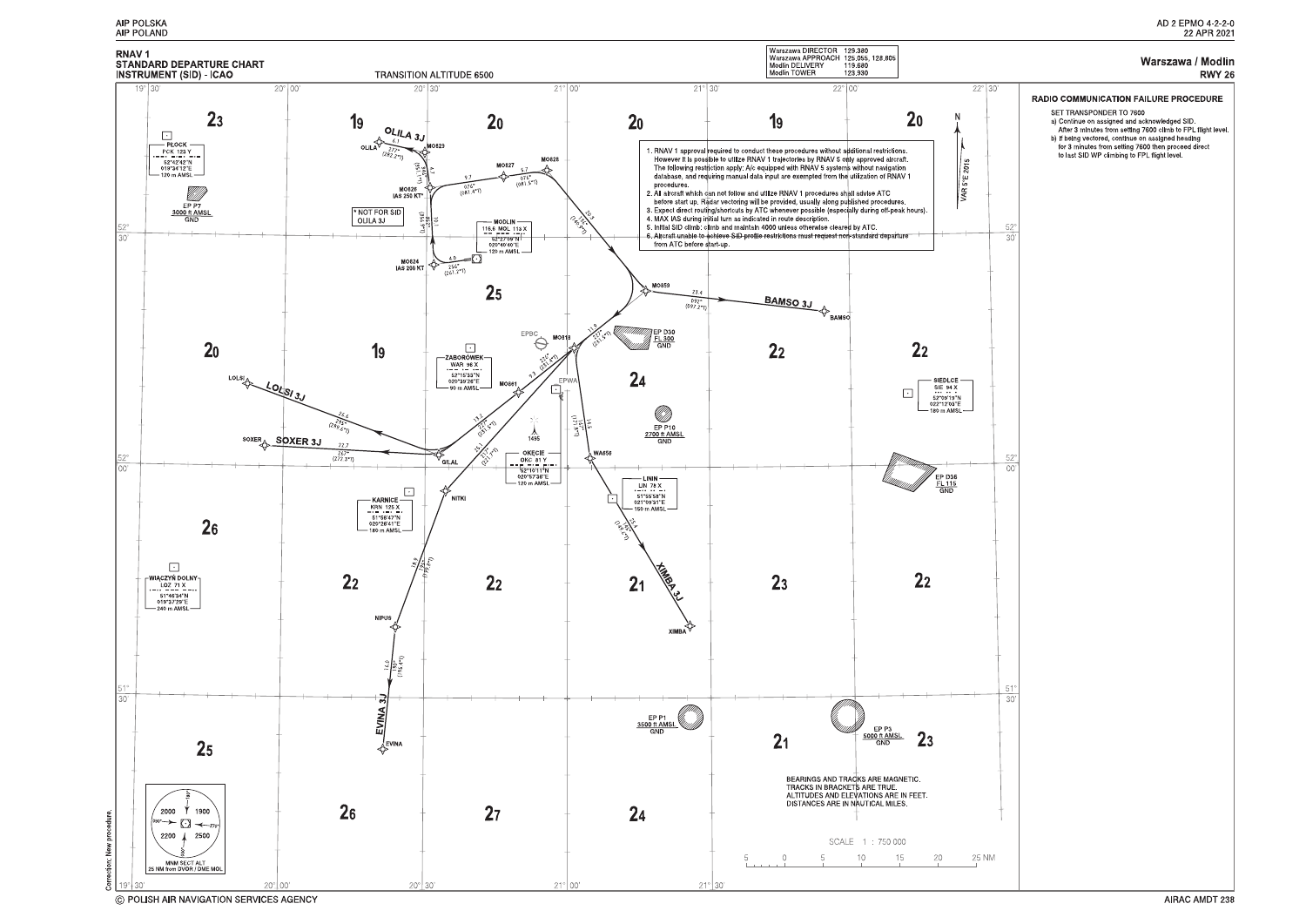RNAV 1
STANDARD DEPARTURE CHART
INSTRUMENT (SID) - ICAO

TRANSITION ALTITUDE 6500

| | |
|---|---|
| Warszawa DIRECTOR | 129.380 |
| Warszawa APPROACH | 125.055, 128.805 |
| Modlin DELIVERY | 119.680 |
| Modlin TOWER | 123.930 |

# Warszawa / Modlin
## RWY 26

### RADIO COMMUNICATION FAILURE PROCEDURE

SET TRANSPONDER TO 7600

a) Continue on assigned and acknowledged SID. After 3 minutes from setting 7600 climb to FPL flight level.

b) If being vectored, continue on assigned heading for 3 minutes from setting 7600 then proceed direct to last SID WP climbing to FPL flight level.

1. RNAV 1 approval required to conduct these procedures without additional restrictions. However it is possible to utilize RNAV 1 trajectories by RNAV 5 only approved aircraft. The following restriction apply: A/c equipped with RNAV 5 systems without navigation database, and requiring manual data input are exempted from the utilization of RNAV 1 procedures.
2. All aircraft which can not follow and utilize RNAV 1 procedures shall advise ATC before start up. Radar vectoring will be provided, usually along published procedures.
3. Expect direct routing/shortcuts by ATC whenever possible (especially during off-peak hours).
4. MAX IAS during initial turn as indicated in route description.
5. Initial SID climb: climb and maintain 4000 unless otherwise cleared by ATC.
6. Aircraft unable to achieve SID profile restrictions must request non-standard departure from ATC before start-up.

\* NOT FOR SID OLILA 3J

SIDs: OLILA 3J, BAMSO 3J, LOLSI 3J, SOXER 3J, XIMBA 3J, EVINA 3J

Waypoints: OLILA, MO823, MO826 (IAS 250 KT\*), MO824 (IAS 200 KT), MO827, MO825, MO859, MO818, MO861, GILAL, LOLSI, SOXER, NITKI, NIPUS, EVINA, WA656, XIMBA, BAMSO

Navaids:
- PŁOCK PCK 123 Y, 52°42'42"N 019°34'12"E, 120 m AMSL
- MODLIN 116.6 MOL 113 X, 52°27'09"N 020°40'40"E, 120 m AMSL
- ZABORÓWEK WAR 96 X, 52°15'33"N 020°39'26"E, 90 m AMSL
- OKECIE OKC 81 Y, 52°10'11"N 020°57'36"E, 120 m AMSL
- KARNICE KRN 125 X, 51°56'47"N 020°26'41"E, 180 m AMSL
- LININ LIN 78 X, 51°55'58"N 021°09'31"E, 150 m AMSL
- SIEDLCE SIE 94 X, 52°09'19"N 022°12'03"E, 180 m AMSL
- WIĄCZYŃ DOLNY LDZ 71 X, 51°46'34"N 019°37'29"E, 240 m AMSL

Restricted areas: EP P7 3000 ft AMSL / GND; EP D30 FL 300 / GND; EP P10 2700 ft AMSL / GND; EP D36 FL 115 / GND; EP P1 3500 ft AMSL / GND; EP P3 5000 ft AMSL / GND

VAR 5°E 2015

MNM SECT ALT 25 NM from DVOR / DME MOL: 2000, 1900, 2200, 2500

BEARINGS AND TRACKS ARE MAGNETIC.
TRACKS IN BRACKETS ARE TRUE.
ALTITUDES AND ELEVATIONS ARE IN FEET.
DISTANCES ARE IN NAUTICAL MILES.

SCALE 1 : 750 000

Correction; New procedure.

© POLISH AIR NAVIGATION SERVICES AGENCY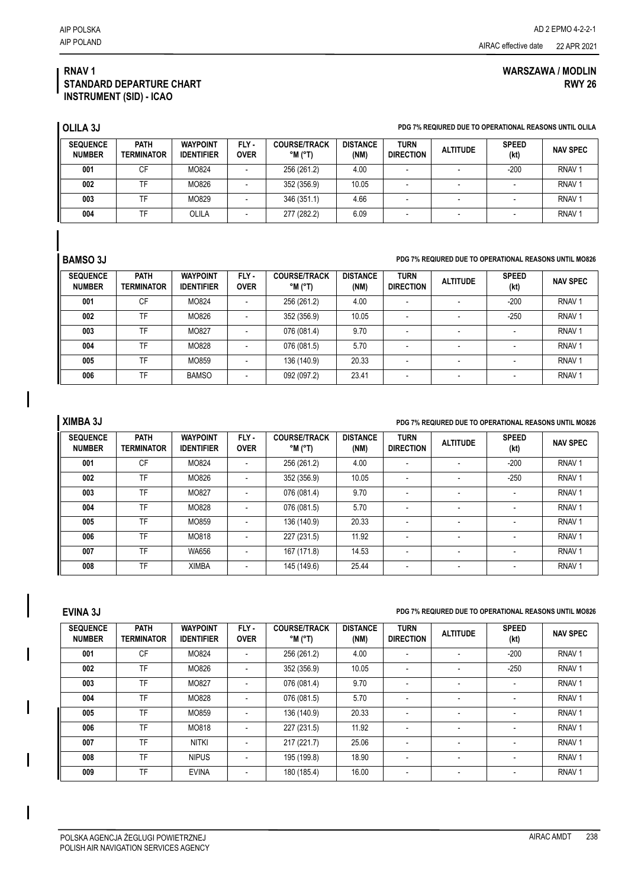**RNAV 1**
**STANDARD DEPARTURE CHART**
**INSTRUMENT (SID) - ICAO**

**WARSZAWA / MODLIN**
**RWY 26**

## OLILA 3J

**PDG 7% REQUIRED DUE TO OPERATIONAL REASONS UNTIL OLILA**

| SEQUENCE NUMBER | PATH TERMINATOR | WAYPOINT IDENTIFIER | FLY - OVER | COURSE/TRACK °M (°T) | DISTANCE (NM) | TURN DIRECTION | ALTITUDE | SPEED (kt) | NAV SPEC |
|---|---|---|---|---|---|---|---|---|---|
| 001 | CF | MO824 | - | 256 (261.2) | 4.00 | - | - | -200 | RNAV 1 |
| 002 | TF | MO826 | - | 352 (356.9) | 10.05 | - | - | - | RNAV 1 |
| 003 | TF | MO829 | - | 346 (351.1) | 4.66 | - | - | - | RNAV 1 |
| 004 | TF | OLILA | - | 277 (282.2) | 6.09 | - | - | - | RNAV 1 |

## BAMSO 3J

**PDG 7% REQUIRED DUE TO OPERATIONAL REASONS UNTIL MO826**

| SEQUENCE NUMBER | PATH TERMINATOR | WAYPOINT IDENTIFIER | FLY - OVER | COURSE/TRACK °M (°T) | DISTANCE (NM) | TURN DIRECTION | ALTITUDE | SPEED (kt) | NAV SPEC |
|---|---|---|---|---|---|---|---|---|---|
| 001 | CF | MO824 | - | 256 (261.2) | 4.00 | - | - | -200 | RNAV 1 |
| 002 | TF | MO826 | - | 352 (356.9) | 10.05 | - | - | -250 | RNAV 1 |
| 003 | TF | MO827 | - | 076 (081.4) | 9.70 | - | - | - | RNAV 1 |
| 004 | TF | MO828 | - | 076 (081.5) | 5.70 | - | - | - | RNAV 1 |
| 005 | TF | MO859 | - | 136 (140.9) | 20.33 | - | - | - | RNAV 1 |
| 006 | TF | BAMSO | - | 092 (097.2) | 23.41 | - | - | - | RNAV 1 |

## XIMBA 3J

**PDG 7% REQUIRED DUE TO OPERATIONAL REASONS UNTIL MO826**

| SEQUENCE NUMBER | PATH TERMINATOR | WAYPOINT IDENTIFIER | FLY - OVER | COURSE/TRACK °M (°T) | DISTANCE (NM) | TURN DIRECTION | ALTITUDE | SPEED (kt) | NAV SPEC |
|---|---|---|---|---|---|---|---|---|---|
| 001 | CF | MO824 | - | 256 (261.2) | 4.00 | - | - | -200 | RNAV 1 |
| 002 | TF | MO826 | - | 352 (356.9) | 10.05 | - | - | -250 | RNAV 1 |
| 003 | TF | MO827 | - | 076 (081.4) | 9.70 | - | - | - | RNAV 1 |
| 004 | TF | MO828 | - | 076 (081.5) | 5.70 | - | - | - | RNAV 1 |
| 005 | TF | MO859 | - | 136 (140.9) | 20.33 | - | - | - | RNAV 1 |
| 006 | TF | MO818 | - | 227 (231.5) | 11.92 | - | - | - | RNAV 1 |
| 007 | TF | WA656 | - | 167 (171.8) | 14.53 | - | - | - | RNAV 1 |
| 008 | TF | XIMBA | - | 145 (149.6) | 25.44 | - | - | - | RNAV 1 |

## EVINA 3J

**PDG 7% REQUIRED DUE TO OPERATIONAL REASONS UNTIL MO826**

| SEQUENCE NUMBER | PATH TERMINATOR | WAYPOINT IDENTIFIER | FLY - OVER | COURSE/TRACK °M (°T) | DISTANCE (NM) | TURN DIRECTION | ALTITUDE | SPEED (kt) | NAV SPEC |
|---|---|---|---|---|---|---|---|---|---|
| 001 | CF | MO824 | - | 256 (261.2) | 4.00 | - | - | -200 | RNAV 1 |
| 002 | TF | MO826 | - | 352 (356.9) | 10.05 | - | - | -250 | RNAV 1 |
| 003 | TF | MO827 | - | 076 (081.4) | 9.70 | - | - | - | RNAV 1 |
| 004 | TF | MO828 | - | 076 (081.5) | 5.70 | - | - | - | RNAV 1 |
| 005 | TF | MO859 | - | 136 (140.9) | 20.33 | - | - | - | RNAV 1 |
| 006 | TF | MO818 | - | 227 (231.5) | 11.92 | - | - | - | RNAV 1 |
| 007 | TF | NITKI | - | 217 (221.7) | 25.06 | - | - | - | RNAV 1 |
| 008 | TF | NIPUS | - | 195 (199.8) | 18.90 | - | - | - | RNAV 1 |
| 009 | TF | EVINA | - | 180 (185.4) | 16.00 | - | - | - | RNAV 1 |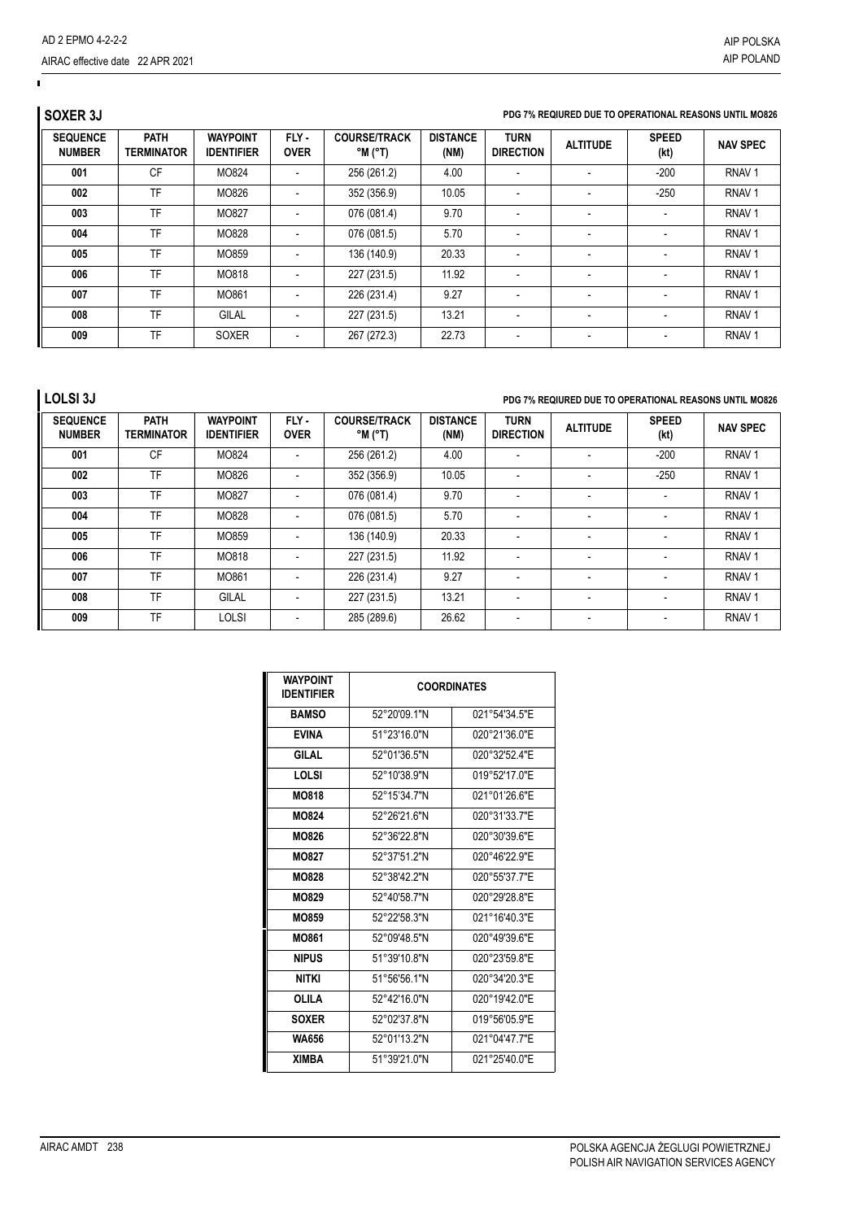## SOXER 3J

**PDG 7% REQUIRED DUE TO OPERATIONAL REASONS UNTIL MO826**

| SEQUENCE NUMBER | PATH TERMINATOR | WAYPOINT IDENTIFIER | FLY - OVER | COURSE/TRACK °M (°T) | DISTANCE (NM) | TURN DIRECTION | ALTITUDE | SPEED (kt) | NAV SPEC |
|---|---|---|---|---|---|---|---|---|---|
| 001 | CF | MO824 | - | 256 (261.2) | 4.00 | - | - | -200 | RNAV 1 |
| 002 | TF | MO826 | - | 352 (356.9) | 10.05 | - | - | -250 | RNAV 1 |
| 003 | TF | MO827 | - | 076 (081.4) | 9.70 | - | - | - | RNAV 1 |
| 004 | TF | MO828 | - | 076 (081.5) | 5.70 | - | - | - | RNAV 1 |
| 005 | TF | MO859 | - | 136 (140.9) | 20.33 | - | - | - | RNAV 1 |
| 006 | TF | MO818 | - | 227 (231.5) | 11.92 | - | - | - | RNAV 1 |
| 007 | TF | MO861 | - | 226 (231.4) | 9.27 | - | - | - | RNAV 1 |
| 008 | TF | GILAL | - | 227 (231.5) | 13.21 | - | - | - | RNAV 1 |
| 009 | TF | SOXER | - | 267 (272.3) | 22.73 | - | - | - | RNAV 1 |

## LOLSI 3J

**PDG 7% REQUIRED DUE TO OPERATIONAL REASONS UNTIL MO826**

| SEQUENCE NUMBER | PATH TERMINATOR | WAYPOINT IDENTIFIER | FLY - OVER | COURSE/TRACK °M (°T) | DISTANCE (NM) | TURN DIRECTION | ALTITUDE | SPEED (kt) | NAV SPEC |
|---|---|---|---|---|---|---|---|---|---|
| 001 | CF | MO824 | - | 256 (261.2) | 4.00 | - | - | -200 | RNAV 1 |
| 002 | TF | MO826 | - | 352 (356.9) | 10.05 | - | - | -250 | RNAV 1 |
| 003 | TF | MO827 | - | 076 (081.4) | 9.70 | - | - | - | RNAV 1 |
| 004 | TF | MO828 | - | 076 (081.5) | 5.70 | - | - | - | RNAV 1 |
| 005 | TF | MO859 | - | 136 (140.9) | 20.33 | - | - | - | RNAV 1 |
| 006 | TF | MO818 | - | 227 (231.5) | 11.92 | - | - | - | RNAV 1 |
| 007 | TF | MO861 | - | 226 (231.4) | 9.27 | - | - | - | RNAV 1 |
| 008 | TF | GILAL | - | 227 (231.5) | 13.21 | - | - | - | RNAV 1 |
| 009 | TF | LOLSI | - | 285 (289.6) | 26.62 | - | - | - | RNAV 1 |

| WAYPOINT IDENTIFIER | COORDINATES | |
|---|---|---|
| **BAMSO** | 52°20'09.1"N | 021°54'34.5"E |
| **EVINA** | 51°23'16.0"N | 020°21'36.0"E |
| **GILAL** | 52°01'36.5"N | 020°32'52.4"E |
| **LOLSI** | 52°10'38.9"N | 019°52'17.0"E |
| **MO818** | 52°15'34.7"N | 021°01'26.6"E |
| **MO824** | 52°26'21.6"N | 020°31'33.7"E |
| **MO826** | 52°36'22.8"N | 020°30'39.6"E |
| **MO827** | 52°37'51.2"N | 020°46'22.9"E |
| **MO828** | 52°38'42.2"N | 020°55'37.7"E |
| **MO829** | 52°40'58.7"N | 020°29'28.8"E |
| **MO859** | 52°22'58.3"N | 021°16'40.3"E |
| **MO861** | 52°09'48.5"N | 020°49'39.6"E |
| **NIPUS** | 51°39'10.8"N | 020°23'59.8"E |
| **NITKI** | 51°56'56.1"N | 020°34'20.3"E |
| **OLILA** | 52°42'16.0"N | 020°19'42.0"E |
| **SOXER** | 52°02'37.8"N | 019°56'05.9"E |
| **WA656** | 52°01'13.2"N | 021°04'47.7"E |
| **XIMBA** | 51°39'21.0"N | 021°25'40.0"E |